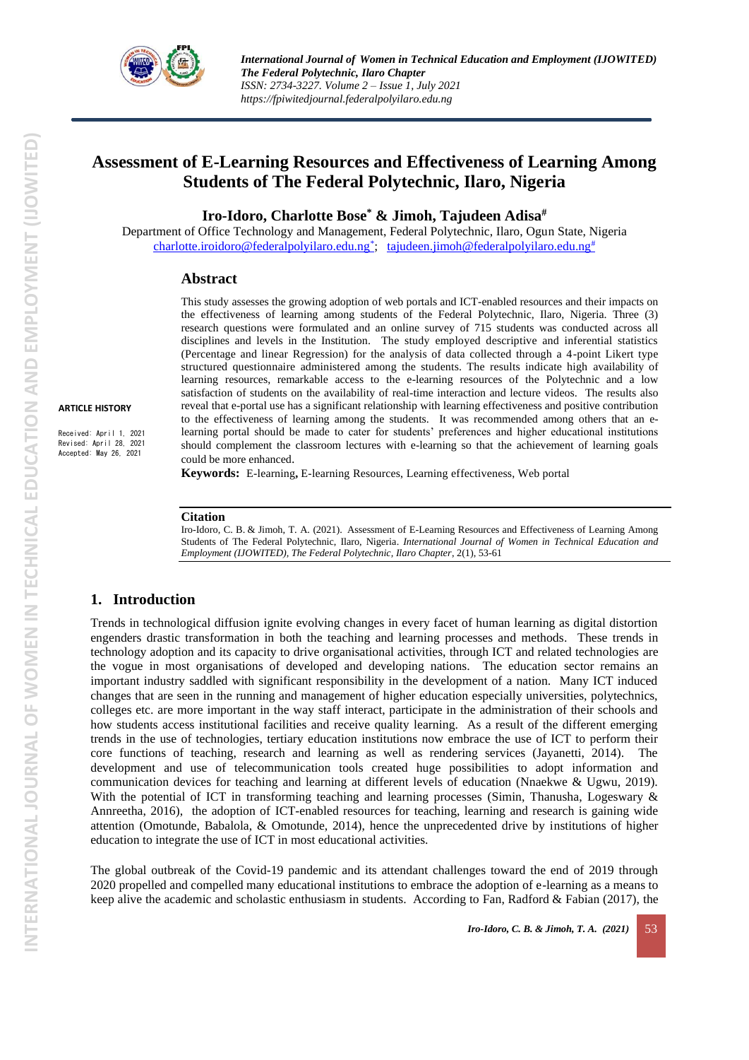# Assessment of E-Learning Resources and Effectiveness of Learning Among Students of The Federal Polytechnic, Ilaro, Nigeria

**Iro-Idoro, Charlotte Bose[*] & Jimoh, Tajudeen Adisa[#]**

Department of Office Technology and Management, Federal Polytechnic, Ilaro, Ogun State, Nigeria
charlotte.iroidoro@federalpolyilaro.edu.ng[*]; tajudeen.jimoh@federalpolyilaro.edu.ng[#]

**ARTICLE HISTORY**

Received: April 1, 2021
Revised: April 28, 2021
Accepted: May 26, 2021

## Abstract

This study assesses the growing adoption of web portals and ICT-enabled resources and their impacts on the effectiveness of learning among students of the Federal Polytechnic, Ilaro, Nigeria. Three (3) research questions were formulated and an online survey of 715 students was conducted across all disciplines and levels in the Institution. The study employed descriptive and inferential statistics (Percentage and linear Regression) for the analysis of data collected through a 4-point Likert type structured questionnaire administered among the students. The results indicate high availability of learning resources, remarkable access to the e-learning resources of the Polytechnic and a low satisfaction of students on the availability of real-time interaction and lecture videos. The results also reveal that e-portal use has a significant relationship with learning effectiveness and positive contribution to the effectiveness of learning among the students. It was recommended among others that an e-learning portal should be made to cater for students' preferences and higher educational institutions should complement the classroom lectures with e-learning so that the achievement of learning goals could be more enhanced.

**Keywords:** E-learning**,** E-learning Resources, Learning effectiveness, Web portal

**Citation**

Iro-Idoro, C. B. & Jimoh, T. A. (2021). Assessment of E-Learning Resources and Effectiveness of Learning Among Students of The Federal Polytechnic, Ilaro, Nigeria. *International Journal of Women in Technical Education and Employment (IJOWITED), The Federal Polytechnic, Ilaro Chapter*, 2(1), 53-61

## 1. Introduction

Trends in technological diffusion ignite evolving changes in every facet of human learning as digital distortion engenders drastic transformation in both the teaching and learning processes and methods. These trends in technology adoption and its capacity to drive organisational activities, through ICT and related technologies are the vogue in most organisations of developed and developing nations. The education sector remains an important industry saddled with significant responsibility in the development of a nation. Many ICT induced changes that are seen in the running and management of higher education especially universities, polytechnics, colleges etc. are more important in the way staff interact, participate in the administration of their schools and how students access institutional facilities and receive quality learning. As a result of the different emerging trends in the use of technologies, tertiary education institutions now embrace the use of ICT to perform their core functions of teaching, research and learning as well as rendering services (Jayanetti, 2014). The development and use of telecommunication tools created huge possibilities to adopt information and communication devices for teaching and learning at different levels of education (Nnaekwe & Ugwu, 2019). With the potential of ICT in transforming teaching and learning processes (Simin, Thanusha, Logeswary & Annreetha, 2016), the adoption of ICT-enabled resources for teaching, learning and research is gaining wide attention (Omotunde, Babalola, & Omotunde, 2014), hence the unprecedented drive by institutions of higher education to integrate the use of ICT in most educational activities.

The global outbreak of the Covid-19 pandemic and its attendant challenges toward the end of 2019 through 2020 propelled and compelled many educational institutions to embrace the adoption of e-learning as a means to keep alive the academic and scholastic enthusiasm in students. According to Fan, Radford & Fabian (2017), the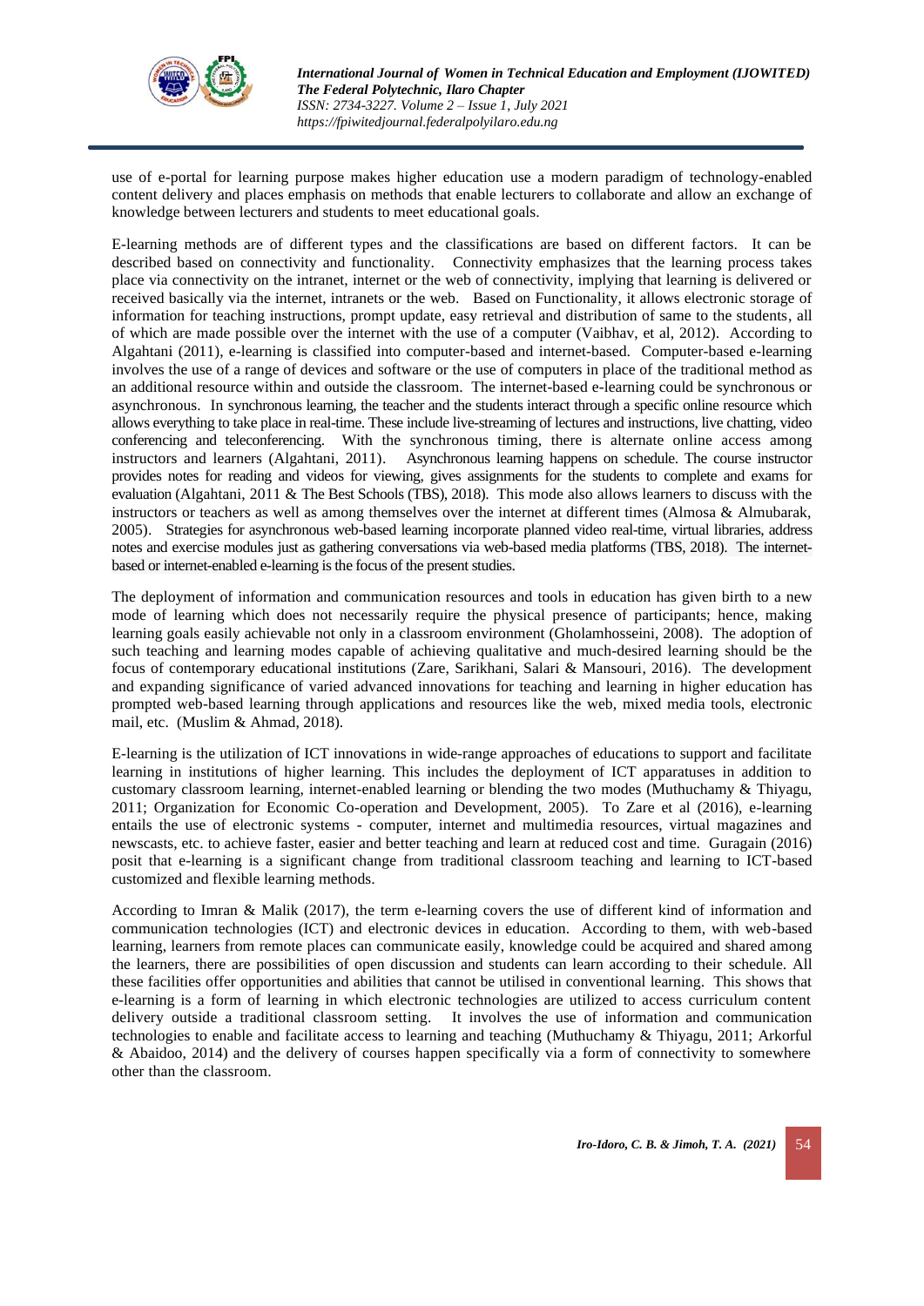use of e-portal for learning purpose makes higher education use a modern paradigm of technology-enabled content delivery and places emphasis on methods that enable lecturers to collaborate and allow an exchange of knowledge between lecturers and students to meet educational goals.

E-learning methods are of different types and the classifications are based on different factors. It can be described based on connectivity and functionality. Connectivity emphasizes that the learning process takes place via connectivity on the intranet, internet or the web of connectivity, implying that learning is delivered or received basically via the internet, intranets or the web. Based on Functionality, it allows electronic storage of information for teaching instructions, prompt update, easy retrieval and distribution of same to the students, all of which are made possible over the internet with the use of a computer (Vaibhav, et al, 2012). According to Algahtani (2011), e-learning is classified into computer-based and internet-based. Computer-based e-learning involves the use of a range of devices and software or the use of computers in place of the traditional method as an additional resource within and outside the classroom. The internet-based e-learning could be synchronous or asynchronous. In synchronous learning, the teacher and the students interact through a specific online resource which allows everything to take place in real-time. These include live-streaming of lectures and instructions, live chatting, video conferencing and teleconferencing. With the synchronous timing, there is alternate online access among instructors and learners (Algahtani, 2011). Asynchronous learning happens on schedule. The course instructor provides notes for reading and videos for viewing, gives assignments for the students to complete and exams for evaluation (Algahtani, 2011 & The Best Schools (TBS), 2018). This mode also allows learners to discuss with the instructors or teachers as well as among themselves over the internet at different times (Almosa & Almubarak, 2005). Strategies for asynchronous web-based learning incorporate planned video real-time, virtual libraries, address notes and exercise modules just as gathering conversations via web-based media platforms (TBS, 2018). The internet-based or internet-enabled e-learning is the focus of the present studies.

The deployment of information and communication resources and tools in education has given birth to a new mode of learning which does not necessarily require the physical presence of participants; hence, making learning goals easily achievable not only in a classroom environment (Gholamhosseini, 2008). The adoption of such teaching and learning modes capable of achieving qualitative and much-desired learning should be the focus of contemporary educational institutions (Zare, Sarikhani, Salari & Mansouri, 2016). The development and expanding significance of varied advanced innovations for teaching and learning in higher education has prompted web-based learning through applications and resources like the web, mixed media tools, electronic mail, etc. (Muslim & Ahmad, 2018).

E-learning is the utilization of ICT innovations in wide-range approaches of educations to support and facilitate learning in institutions of higher learning. This includes the deployment of ICT apparatuses in addition to customary classroom learning, internet-enabled learning or blending the two modes (Muthuchamy & Thiyagu, 2011; Organization for Economic Co-operation and Development, 2005). To Zare et al (2016), e-learning entails the use of electronic systems - computer, internet and multimedia resources, virtual magazines and newscasts, etc. to achieve faster, easier and better teaching and learn at reduced cost and time. Guragain (2016) posit that e-learning is a significant change from traditional classroom teaching and learning to ICT-based customized and flexible learning methods.

According to Imran & Malik (2017), the term e-learning covers the use of different kind of information and communication technologies (ICT) and electronic devices in education. According to them, with web-based learning, learners from remote places can communicate easily, knowledge could be acquired and shared among the learners, there are possibilities of open discussion and students can learn according to their schedule. All these facilities offer opportunities and abilities that cannot be utilised in conventional learning. This shows that e-learning is a form of learning in which electronic technologies are utilized to access curriculum content delivery outside a traditional classroom setting. It involves the use of information and communication technologies to enable and facilitate access to learning and teaching (Muthuchamy & Thiyagu, 2011; Arkorful & Abaidoo, 2014) and the delivery of courses happen specifically via a form of connectivity to somewhere other than the classroom.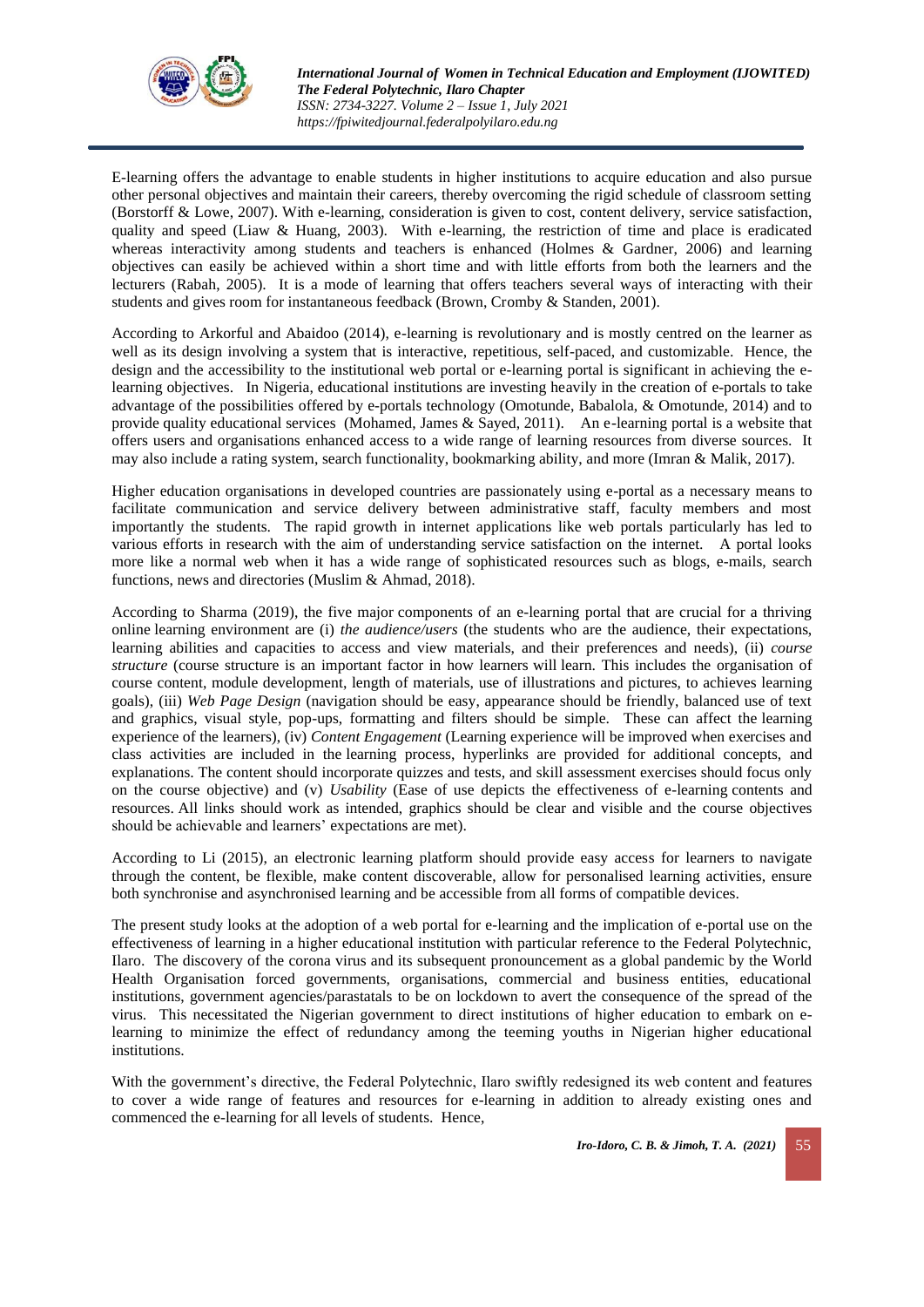E-learning offers the advantage to enable students in higher institutions to acquire education and also pursue other personal objectives and maintain their careers, thereby overcoming the rigid schedule of classroom setting (Borstorff & Lowe, 2007). With e-learning, consideration is given to cost, content delivery, service satisfaction, quality and speed (Liaw & Huang, 2003). With e-learning, the restriction of time and place is eradicated whereas interactivity among students and teachers is enhanced (Holmes & Gardner, 2006) and learning objectives can easily be achieved within a short time and with little efforts from both the learners and the lecturers (Rabah, 2005). It is a mode of learning that offers teachers several ways of interacting with their students and gives room for instantaneous feedback (Brown, Cromby & Standen, 2001).

According to Arkorful and Abaidoo (2014), e-learning is revolutionary and is mostly centred on the learner as well as its design involving a system that is interactive, repetitious, self-paced, and customizable. Hence, the design and the accessibility to the institutional web portal or e-learning portal is significant in achieving the e-learning objectives. In Nigeria, educational institutions are investing heavily in the creation of e-portals to take advantage of the possibilities offered by e-portals technology (Omotunde, Babalola, & Omotunde, 2014) and to provide quality educational services (Mohamed, James & Sayed, 2011). An e-learning portal is a website that offers users and organisations enhanced access to a wide range of learning resources from diverse sources. It may also include a rating system, search functionality, bookmarking ability, and more (Imran & Malik, 2017).

Higher education organisations in developed countries are passionately using e-portal as a necessary means to facilitate communication and service delivery between administrative staff, faculty members and most importantly the students. The rapid growth in internet applications like web portals particularly has led to various efforts in research with the aim of understanding service satisfaction on the internet. A portal looks more like a normal web when it has a wide range of sophisticated resources such as blogs, e-mails, search functions, news and directories (Muslim & Ahmad, 2018).

According to Sharma (2019), the five major components of an e-learning portal that are crucial for a thriving online learning environment are (i) *the audience/users* (the students who are the audience, their expectations, learning abilities and capacities to access and view materials, and their preferences and needs), (ii) *course structure* (course structure is an important factor in how learners will learn. This includes the organisation of course content, module development, length of materials, use of illustrations and pictures, to achieves learning goals), (iii) *Web Page Design* (navigation should be easy, appearance should be friendly, balanced use of text and graphics, visual style, pop-ups, formatting and filters should be simple. These can affect the learning experience of the learners), (iv) *Content Engagement* (Learning experience will be improved when exercises and class activities are included in the learning process, hyperlinks are provided for additional concepts, and explanations. The content should incorporate quizzes and tests, and skill assessment exercises should focus only on the course objective) and (v) *Usability* (Ease of use depicts the effectiveness of e-learning contents and resources. All links should work as intended, graphics should be clear and visible and the course objectives should be achievable and learners' expectations are met).

According to Li (2015), an electronic learning platform should provide easy access for learners to navigate through the content, be flexible, make content discoverable, allow for personalised learning activities, ensure both synchronise and asynchronised learning and be accessible from all forms of compatible devices.

The present study looks at the adoption of a web portal for e-learning and the implication of e-portal use on the effectiveness of learning in a higher educational institution with particular reference to the Federal Polytechnic, Ilaro. The discovery of the corona virus and its subsequent pronouncement as a global pandemic by the World Health Organisation forced governments, organisations, commercial and business entities, educational institutions, government agencies/parastatals to be on lockdown to avert the consequence of the spread of the virus. This necessitated the Nigerian government to direct institutions of higher education to embark on e-learning to minimize the effect of redundancy among the teeming youths in Nigerian higher educational institutions.

With the government's directive, the Federal Polytechnic, Ilaro swiftly redesigned its web content and features to cover a wide range of features and resources for e-learning in addition to already existing ones and commenced the e-learning for all levels of students. Hence,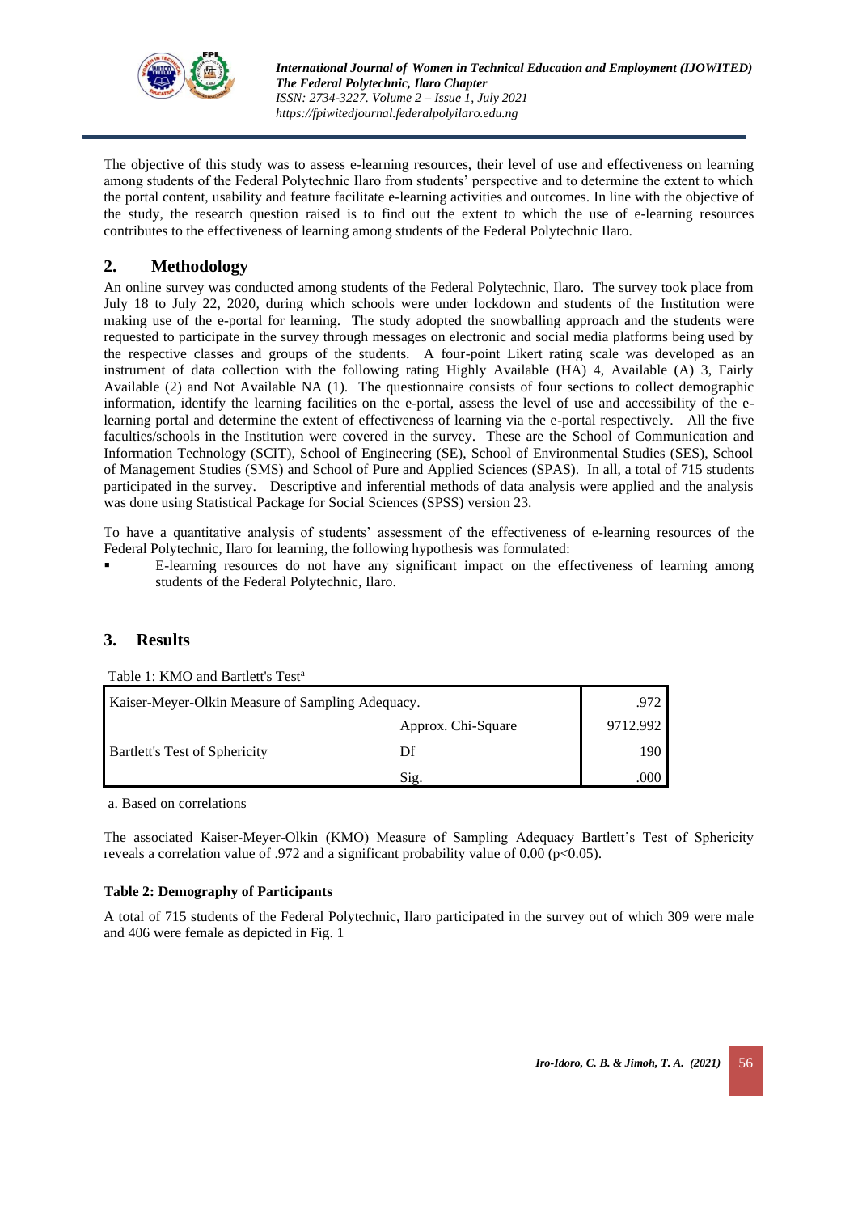The objective of this study was to assess e-learning resources, their level of use and effectiveness on learning among students of the Federal Polytechnic Ilaro from students' perspective and to determine the extent to which the portal content, usability and feature facilitate e-learning activities and outcomes. In line with the objective of the study, the research question raised is to find out the extent to which the use of e-learning resources contributes to the effectiveness of learning among students of the Federal Polytechnic Ilaro.

## 2. Methodology

An online survey was conducted among students of the Federal Polytechnic, Ilaro. The survey took place from July 18 to July 22, 2020, during which schools were under lockdown and students of the Institution were making use of the e-portal for learning. The study adopted the snowballing approach and the students were requested to participate in the survey through messages on electronic and social media platforms being used by the respective classes and groups of the students. A four-point Likert rating scale was developed as an instrument of data collection with the following rating Highly Available (HA) 4, Available (A) 3, Fairly Available (2) and Not Available NA (1). The questionnaire consists of four sections to collect demographic information, identify the learning facilities on the e-portal, assess the level of use and accessibility of the e-learning portal and determine the extent of effectiveness of learning via the e-portal respectively. All the five faculties/schools in the Institution were covered in the survey. These are the School of Communication and Information Technology (SCIT), School of Engineering (SE), School of Environmental Studies (SES), School of Management Studies (SMS) and School of Pure and Applied Sciences (SPAS). In all, a total of 715 students participated in the survey. Descriptive and inferential methods of data analysis were applied and the analysis was done using Statistical Package for Social Sciences (SPSS) version 23.

To have a quantitative analysis of students' assessment of the effectiveness of e-learning resources of the Federal Polytechnic, Ilaro for learning, the following hypothesis was formulated:

- E-learning resources do not have any significant impact on the effectiveness of learning among students of the Federal Polytechnic, Ilaro.

## 3. Results

Table 1: KMO and Bartlett's Test[a]

| Kaiser-Meyer-Olkin Measure of Sampling Adequacy. | | .972 |
|---|---|---|
| Bartlett's Test of Sphericity | Approx. Chi-Square | 9712.992 |
| | Df | 190 |
| | Sig. | .000 |

a. Based on correlations

The associated Kaiser-Meyer-Olkin (KMO) Measure of Sampling Adequacy Bartlett's Test of Sphericity reveals a correlation value of .972 and a significant probability value of 0.00 ($p<0.05$).

**Table 2: Demography of Participants**

A total of 715 students of the Federal Polytechnic, Ilaro participated in the survey out of which 309 were male and 406 were female as depicted in Fig. 1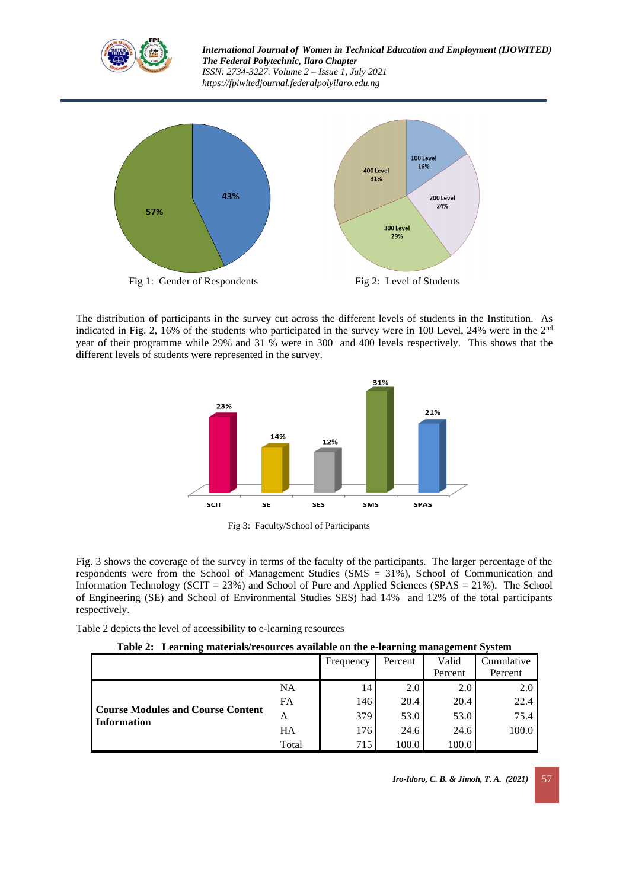Fig 1: Gender of Respondents

Fig 2: Level of Students

The distribution of participants in the survey cut across the different levels of students in the Institution. As indicated in Fig. 2, 16% of the students who participated in the survey were in 100 Level, 24% were in the 2[nd] year of their programme while 29% and 31 % were in 300 and 400 levels respectively. This shows that the different levels of students were represented in the survey.

Fig 3: Faculty/School of Participants

Fig. 3 shows the coverage of the survey in terms of the faculty of the participants. The larger percentage of the respondents were from the School of Management Studies (SMS = 31%), School of Communication and Information Technology (SCIT = 23%) and School of Pure and Applied Sciences (SPAS = 21%). The School of Engineering (SE) and School of Environmental Studies SES) had 14% and 12% of the total participants respectively.

Table 2 depicts the level of accessibility to e-learning resources

**Table 2: Learning materials/resources available on the e-learning management System**

| | | Frequency | Percent | Valid Percent | Cumulative Percent |
|---|---|---|---|---|---|
| **Course Modules and Course Content Information** | NA | 14 | 2.0 | 2.0 | 2.0 |
| | FA | 146 | 20.4 | 20.4 | 22.4 |
| | A | 379 | 53.0 | 53.0 | 75.4 |
| | HA | 176 | 24.6 | 24.6 | 100.0 |
| | Total | 715 | 100.0 | 100.0 | |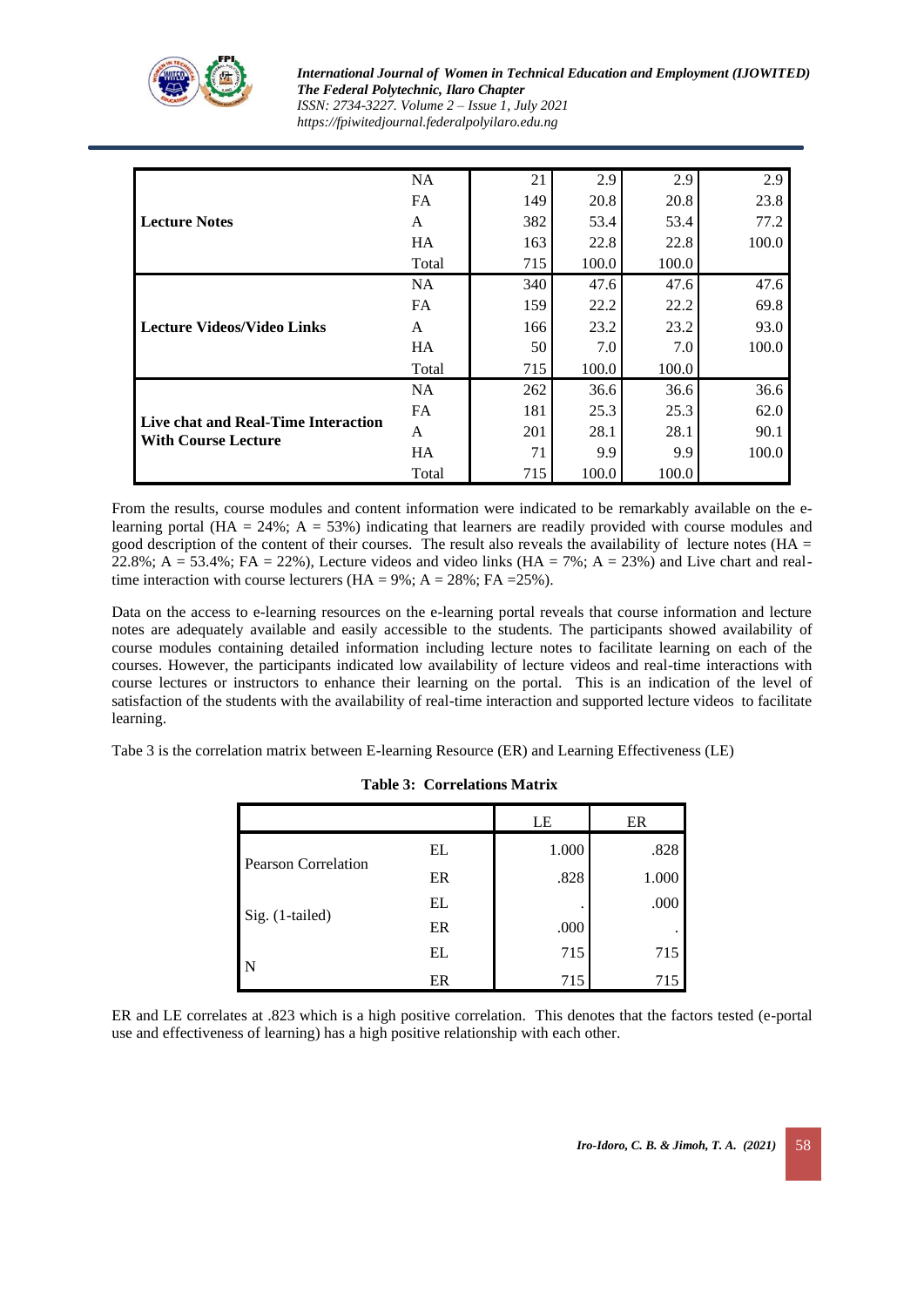| | | | | | |
|---|---|---|---|---|---|
| Lecture Notes | NA | 21 | 2.9 | 2.9 | 2.9 |
| | FA | 149 | 20.8 | 20.8 | 23.8 |
| | A | 382 | 53.4 | 53.4 | 77.2 |
| | HA | 163 | 22.8 | 22.8 | 100.0 |
| | Total | 715 | 100.0 | 100.0 | |
| Lecture Videos/Video Links | NA | 340 | 47.6 | 47.6 | 47.6 |
| | FA | 159 | 22.2 | 22.2 | 69.8 |
| | A | 166 | 23.2 | 23.2 | 93.0 |
| | HA | 50 | 7.0 | 7.0 | 100.0 |
| | Total | 715 | 100.0 | 100.0 | |
| Live chat and Real-Time Interaction With Course Lecture | NA | 262 | 36.6 | 36.6 | 36.6 |
| | FA | 181 | 25.3 | 25.3 | 62.0 |
| | A | 201 | 28.1 | 28.1 | 90.1 |
| | HA | 71 | 9.9 | 9.9 | 100.0 |
| | Total | 715 | 100.0 | 100.0 | |

From the results, course modules and content information were indicated to be remarkably available on the e-learning portal (HA = 24%; A = 53%) indicating that learners are readily provided with course modules and good description of the content of their courses. The result also reveals the availability of lecture notes (HA = 22.8%; A = 53.4%; FA = 22%), Lecture videos and video links (HA = 7%; A = 23%) and Live chart and real-time interaction with course lecturers (HA = 9%; A = 28%; FA =25%).

Data on the access to e-learning resources on the e-learning portal reveals that course information and lecture notes are adequately available and easily accessible to the students. The participants showed availability of course modules containing detailed information including lecture notes to facilitate learning on each of the courses. However, the participants indicated low availability of lecture videos and real-time interactions with course lectures or instructors to enhance their learning on the portal. This is an indication of the level of satisfaction of the students with the availability of real-time interaction and supported lecture videos to facilitate learning.

Tabe 3 is the correlation matrix between E-learning Resource (ER) and Learning Effectiveness (LE)

**Table 3: Correlations Matrix**

| | | LE | ER |
|---|---|---|---|
| Pearson Correlation | EL | 1.000 | .828 |
| | ER | .828 | 1.000 |
| Sig. (1-tailed) | EL | . | .000 |
| | ER | .000 | . |
| N | EL | 715 | 715 |
| | ER | 715 | 715 |

ER and LE correlates at .823 which is a high positive correlation. This denotes that the factors tested (e-portal use and effectiveness of learning) has a high positive relationship with each other.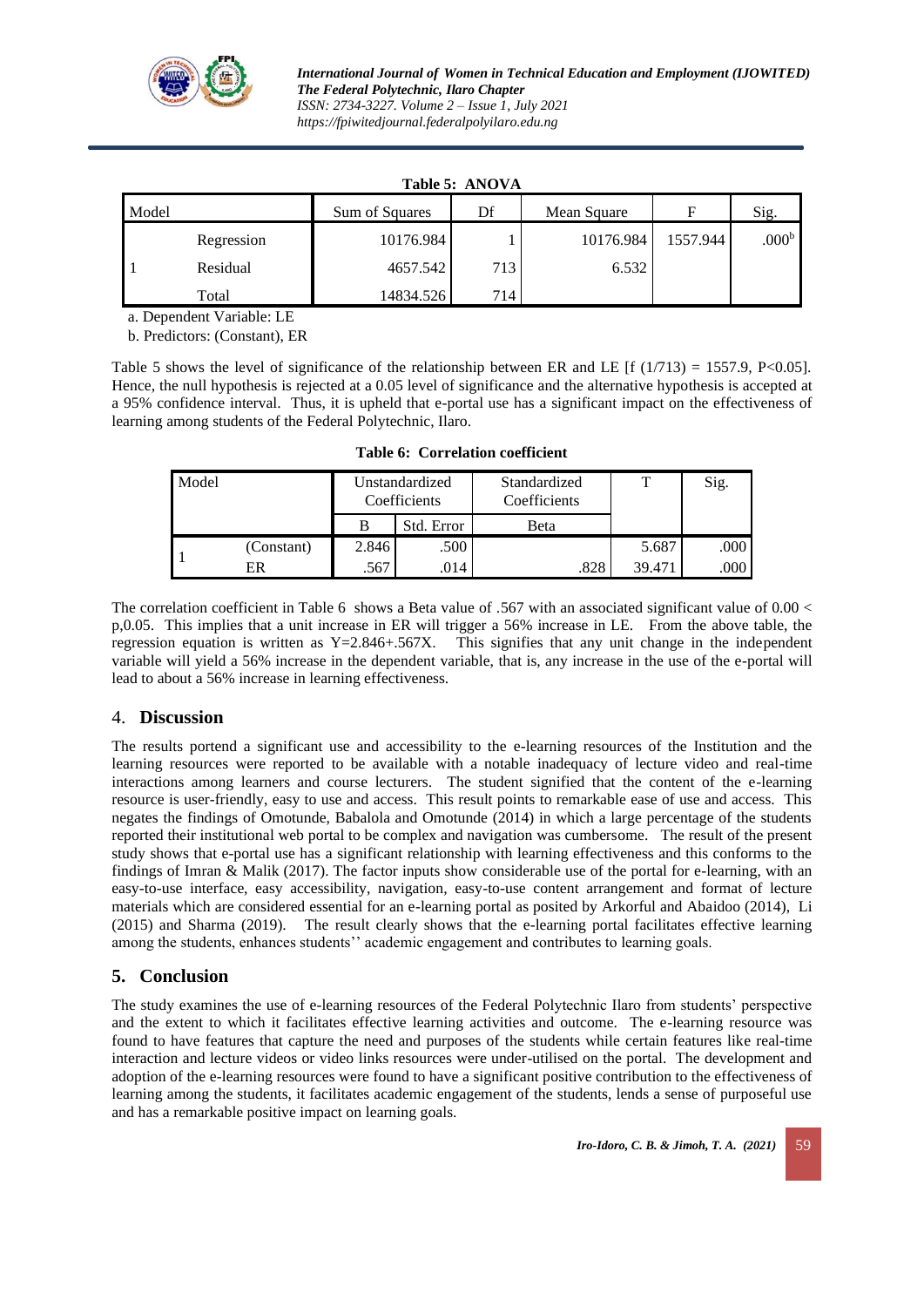**Table 5: ANOVA**

| Model | | Sum of Squares | Df | Mean Square | F | Sig. |
|---|---|---|---|---|---|---|
| 1 | Regression | 10176.984 | 1 | 10176.984 | 1557.944 | .000[b] |
| | Residual | 4657.542 | 713 | 6.532 | | |
| | Total | 14834.526 | 714 | | | |

a. Dependent Variable: LE

b. Predictors: (Constant), ER

Table 5 shows the level of significance of the relationship between ER and LE [f (1/713) = 1557.9, P<0.05]. Hence, the null hypothesis is rejected at a 0.05 level of significance and the alternative hypothesis is accepted at a 95% confidence interval. Thus, it is upheld that e-portal use has a significant impact on the effectiveness of learning among students of the Federal Polytechnic, Ilaro.

**Table 6: Correlation coefficient**

| Model | | Unstandardized Coefficients | | Standardized Coefficients | T | Sig. |
|---|---|---|---|---|---|---|
| | | B | Std. Error | Beta | | |
| 1 | (Constant) | 2.846 | .500 | | 5.687 | .000 |
| | ER | .567 | .014 | .828 | 39.471 | .000 |

The correlation coefficient in Table 6 shows a Beta value of .567 with an associated significant value of 0.00 < p,0.05. This implies that a unit increase in ER will trigger a 56% increase in LE. From the above table, the regression equation is written as Y=2.846+.567X. This signifies that any unit change in the independent variable will yield a 56% increase in the dependent variable, that is, any increase in the use of the e-portal will lead to about a 56% increase in learning effectiveness.

## 4. Discussion

The results portend a significant use and accessibility to the e-learning resources of the Institution and the learning resources were reported to be available with a notable inadequacy of lecture video and real-time interactions among learners and course lecturers. The student signified that the content of the e-learning resource is user-friendly, easy to use and access. This result points to remarkable ease of use and access. This negates the findings of Omotunde, Babalola and Omotunde (2014) in which a large percentage of the students reported their institutional web portal to be complex and navigation was cumbersome. The result of the present study shows that e-portal use has a significant relationship with learning effectiveness and this conforms to the findings of Imran & Malik (2017). The factor inputs show considerable use of the portal for e-learning, with an easy-to-use interface, easy accessibility, navigation, easy-to-use content arrangement and format of lecture materials which are considered essential for an e-learning portal as posited by Arkorful and Abaidoo (2014), Li (2015) and Sharma (2019). The result clearly shows that the e-learning portal facilitates effective learning among the students, enhances students'' academic engagement and contributes to learning goals.

## 5. Conclusion

The study examines the use of e-learning resources of the Federal Polytechnic Ilaro from students' perspective and the extent to which it facilitates effective learning activities and outcome. The e-learning resource was found to have features that capture the need and purposes of the students while certain features like real-time interaction and lecture videos or video links resources were under-utilised on the portal. The development and adoption of the e-learning resources were found to have a significant positive contribution to the effectiveness of learning among the students, it facilitates academic engagement of the students, lends a sense of purposeful use and has a remarkable positive impact on learning goals.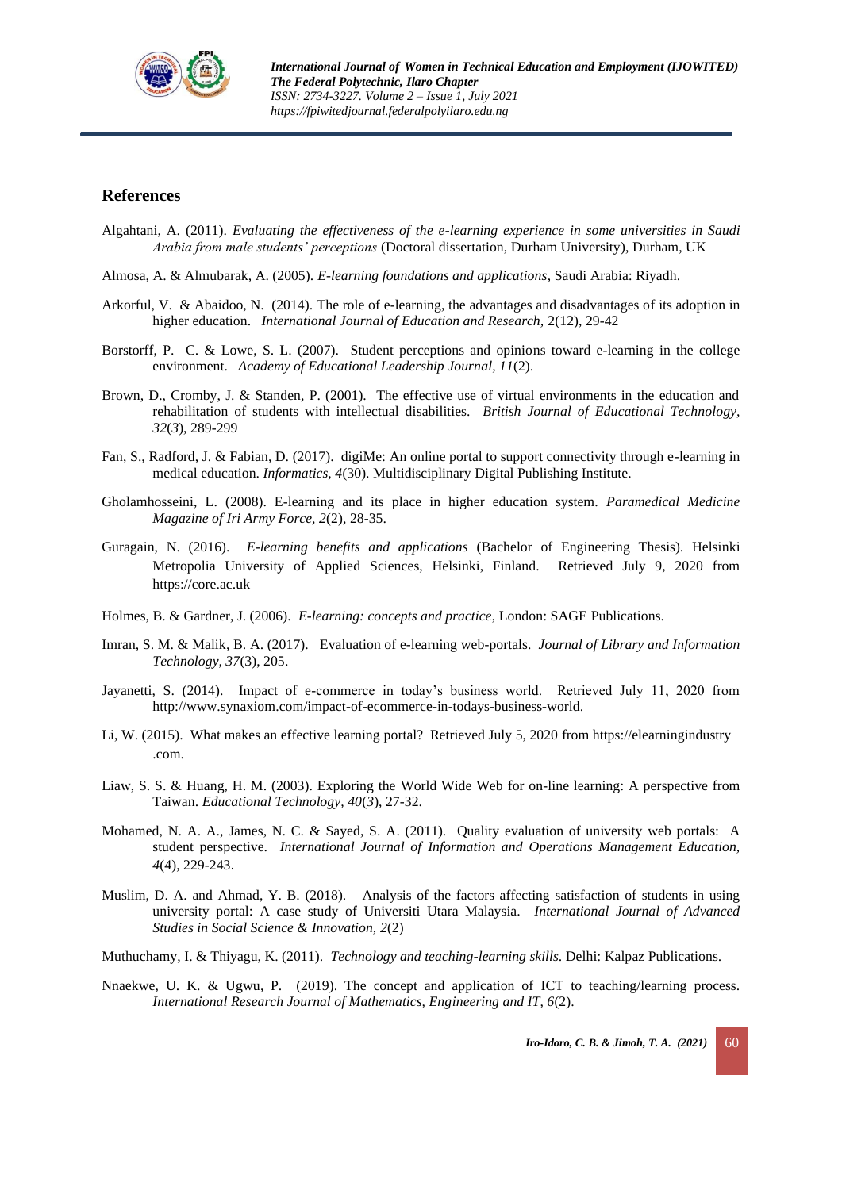## References

Algahtani, A. (2011). *Evaluating the effectiveness of the e-learning experience in some universities in Saudi Arabia from male students' perceptions* (Doctoral dissertation, Durham University), Durham, UK

Almosa, A. & Almubarak, A. (2005). *E-learning foundations and applications*, Saudi Arabia: Riyadh.

Arkorful, V. & Abaidoo, N. (2014). The role of e-learning, the advantages and disadvantages of its adoption in higher education. *International Journal of Education and Research,* 2(12), 29-42

Borstorff, P. C. & Lowe, S. L. (2007). Student perceptions and opinions toward e-learning in the college environment. *Academy of Educational Leadership Journal, 11*(2).

Brown, D., Cromby, J. & Standen, P. (2001). The effective use of virtual environments in the education and rehabilitation of students with intellectual disabilities. *British Journal of Educational Technology, 32*(*3*), 289-299

Fan, S., Radford, J. & Fabian, D. (2017). digiMe: An online portal to support connectivity through e-learning in medical education. *Informatics, 4*(30). Multidisciplinary Digital Publishing Institute.

Gholamhosseini, L. (2008). E-learning and its place in higher education system. *Paramedical Medicine Magazine of Iri Army Force, 2*(2), 28-35.

Guragain, N. (2016). *E-learning benefits and applications* (Bachelor of Engineering Thesis). Helsinki Metropolia University of Applied Sciences, Helsinki, Finland. Retrieved July 9, 2020 from https://core.ac.uk

Holmes, B. & Gardner, J. (2006). *E-learning: concepts and practice*, London: SAGE Publications.

Imran, S. M. & Malik, B. A. (2017). Evaluation of e-learning web-portals. *Journal of Library and Information Technology, 37*(3), 205.

Jayanetti, S. (2014). Impact of e-commerce in today's business world. Retrieved July 11, 2020 from http://www.synaxiom.com/impact-of-ecommerce-in-todays-business-world.

Li, W. (2015). What makes an effective learning portal? Retrieved July 5, 2020 from https://elearningindustry .com.

Liaw, S. S. & Huang, H. M. (2003). Exploring the World Wide Web for on-line learning: A perspective from Taiwan. *Educational Technology, 40*(*3*), 27-32.

Mohamed, N. A. A., James, N. C. & Sayed, S. A. (2011). Quality evaluation of university web portals: A student perspective. *International Journal of Information and Operations Management Education, 4*(4), 229-243.

Muslim, D. A. and Ahmad, Y. B. (2018). Analysis of the factors affecting satisfaction of students in using university portal: A case study of Universiti Utara Malaysia. *International Journal of Advanced Studies in Social Science & Innovation, 2*(2)

Muthuchamy, I. & Thiyagu, K. (2011). *Technology and teaching-learning skills*. Delhi: Kalpaz Publications.

Nnaekwe, U. K. & Ugwu, P. (2019). The concept and application of ICT to teaching/learning process. *International Research Journal of Mathematics, Engineering and IT, 6*(2).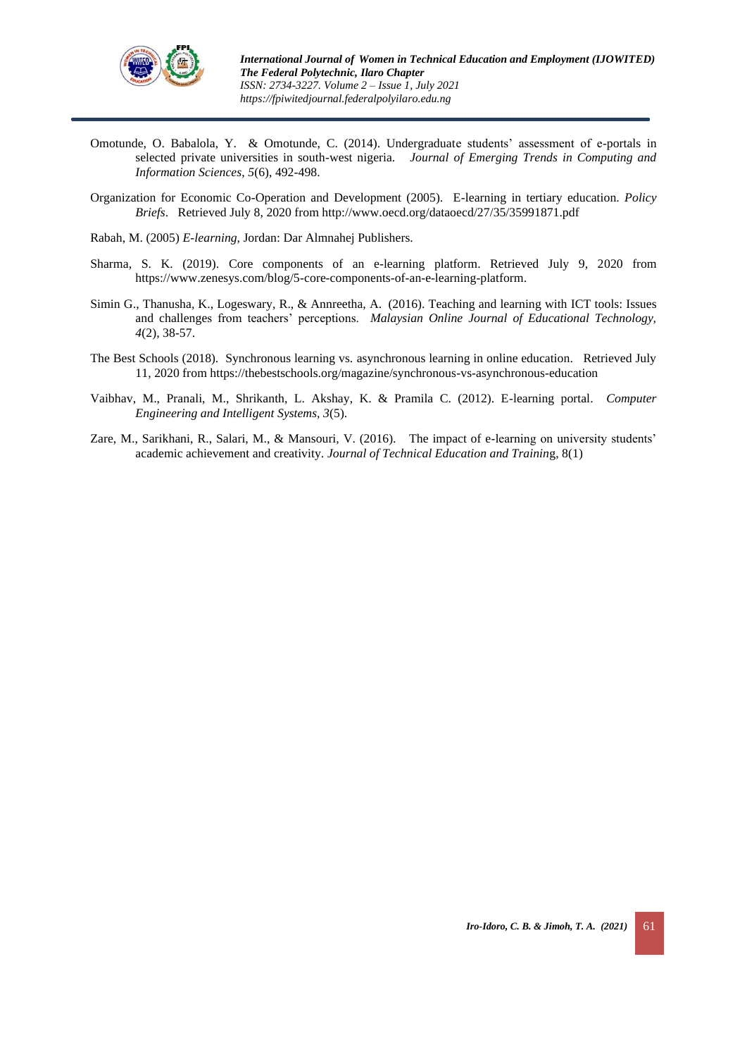Omotunde, O. Babalola, Y. & Omotunde, C. (2014). Undergraduate students' assessment of e-portals in selected private universities in south-west nigeria. *Journal of Emerging Trends in Computing and Information Sciences*, *5*(6), 492-498.

Organization for Economic Co-Operation and Development (2005). E-learning in tertiary education. *Policy Briefs*. Retrieved July 8, 2020 from http://www.oecd.org/dataoecd/27/35/35991871.pdf

Rabah, M. (2005) *E-learning,* Jordan: Dar Almnahej Publishers.

Sharma, S. K. (2019). Core components of an e-learning platform. Retrieved July 9, 2020 from https://www.zenesys.com/blog/5-core-components-of-an-e-learning-platform.

Simin G., Thanusha, K., Logeswary, R., & Annreetha, A. (2016). Teaching and learning with ICT tools: Issues and challenges from teachers' perceptions. *Malaysian Online Journal of Educational Technology, 4*(2), 38-57.

The Best Schools (2018). Synchronous learning vs. asynchronous learning in online education. Retrieved July 11, 2020 from https://thebestschools.org/magazine/synchronous-vs-asynchronous-education

Vaibhav, M., Pranali, M., Shrikanth, L. Akshay, K. & Pramila C. (2012). E-learning portal. *Computer Engineering and Intelligent Systems, 3*(5).

Zare, M., Sarikhani, R., Salari, M., & Mansouri, V. (2016). The impact of e-learning on university students' academic achievement and creativity. *Journal of Technical Education and Trainin*g, 8(1)